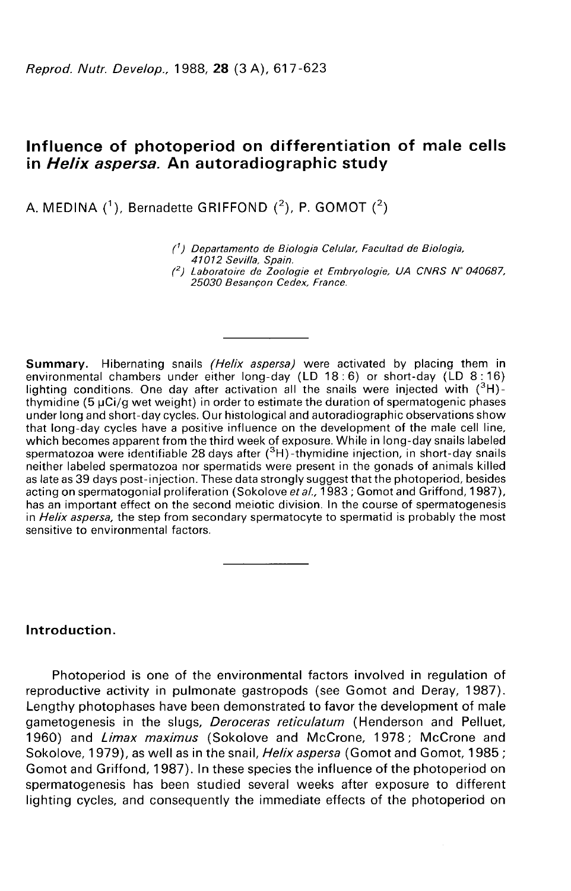# Influence of photoperiod on differentiation of male cells in *Helix aspersa*. An autoradiographic study

A. MEDINA ([1]), Bernadette GRIFFOND ([2]), P. GOMOT ([2])

([1]) *Departamento de Biologia Celular, Facultad de Biologia, 41012 Sevilla, Spain.*

([2]) *Laboratoire de Zoologie et Embryologie, UA CNRS N° 040687, 25030 Besançon Cedex, France.*

---

**Summary.** Hibernating snails *(Helix aspersa)* were activated by placing them in environmental chambers under either long-day (LD 18 : 6) or short-day (LD 8 : 16) lighting conditions. One day after activation all the snails were injected with ($^{3}$H)-thymidine (5 µCi/g wet weight) in order to estimate the duration of spermatogenic phases under long and short-day cycles. Our histological and autoradiographic observations show that long-day cycles have a positive influence on the development of the male cell line, which becomes apparent from the third week of exposure. While in long-day snails labeled spermatozoa were identifiable 28 days after ($^{3}$H)-thymidine injection, in short-day snails neither labeled spermatozoa nor spermatids were present in the gonads of animals killed as late as 39 days post-injection. These data strongly suggest that the photoperiod, besides acting on spermatogonial proliferation (Sokolove *et al.*, 1983 ; Gomot and Griffond, 1987), has an important effect on the second meiotic division. In the course of spermatogenesis in *Helix aspersa,* the step from secondary spermatocyte to spermatid is probably the most sensitive to environmental factors.

---

## Introduction.

Photoperiod is one of the environmental factors involved in regulation of reproductive activity in pulmonate gastropods (see Gomot and Deray, 1987). Lengthy photophases have been demonstrated to favor the development of male gametogenesis in the slugs, *Deroceras reticulatum* (Henderson and Pelluet, 1960) and *Limax maximus* (Sokolove and McCrone, 1978 ; McCrone and Sokolove, 1979), as well as in the snail, *Helix aspersa* (Gomot and Gomot, 1985 ; Gomot and Griffond, 1987). In these species the influence of the photoperiod on spermatogenesis has been studied several weeks after exposure to different lighting cycles, and consequently the immediate effects of the photoperiod on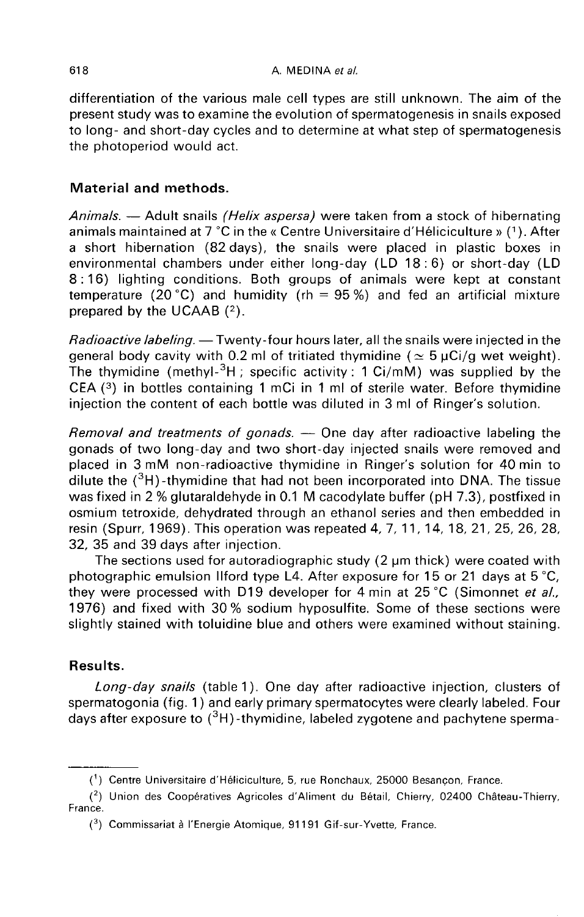differentiation of the various male cell types are still unknown. The aim of the present study was to examine the evolution of spermatogenesis in snails exposed to long- and short-day cycles and to determine at what step of spermatogenesis the photoperiod would act.

## Material and methods.

*Animals.* — Adult snails *(Helix aspersa)* were taken from a stock of hibernating animals maintained at 7 °C in the « Centre Universitaire d'Héliciculture » [1]. After a short hibernation (82 days), the snails were placed in plastic boxes in environmental chambers under either long-day (LD 18 : 6) or short-day (LD 8 : 16) lighting conditions. Both groups of animals were kept at constant temperature (20 °C) and humidity (rh = 95 %) and fed an artificial mixture prepared by the UCAAB [2].

*Radioactive labeling.* — Twenty-four hours later, all the snails were injected in the general body cavity with 0.2 ml of tritiated thymidine ($\simeq$ 5 µCi/g wet weight). The thymidine (methyl-$^3$H ; specific activity : 1 Ci/mM) was supplied by the CEA [3] in bottles containing 1 mCi in 1 ml of sterile water. Before thymidine injection the content of each bottle was diluted in 3 ml of Ringer's solution.

*Removal and treatments of gonads.* — One day after radioactive labeling the gonads of two long-day and two short-day injected snails were removed and placed in 3 mM non-radioactive thymidine in Ringer's solution for 40 min to dilute the ($^3$H)-thymidine that had not been incorporated into DNA. The tissue was fixed in 2 % glutaraldehyde in 0.1 M cacodylate buffer (pH 7.3), postfixed in osmium tetroxide, dehydrated through an ethanol series and then embedded in resin (Spurr, 1969). This operation was repeated 4, 7, 11, 14, 18, 21, 25, 26, 28, 32, 35 and 39 days after injection.

The sections used for autoradiographic study (2 µm thick) were coated with photographic emulsion Ilford type L4. After exposure for 15 or 21 days at 5 °C, they were processed with D19 developer for 4 min at 25 °C (Simonnet *et al.*, 1976) and fixed with 30 % sodium hyposulfite. Some of these sections were slightly stained with toluidine blue and others were examined without staining.

## Results.

*Long-day snails* (table 1). One day after radioactive injection, clusters of spermatogonia (fig. 1) and early primary spermatocytes were clearly labeled. Four days after exposure to ($^3$H)-thymidine, labeled zygotene and pachytene sperma-

---

[1] Centre Universitaire d'Héliciculture, 5, rue Ronchaux, 25000 Besançon, France.

[2] Union des Coopératives Agricoles d'Aliment du Bétail, Chierry, 02400 Château-Thierry, France.

[3] Commissariat à l'Energie Atomique, 91191 Gif-sur-Yvette, France.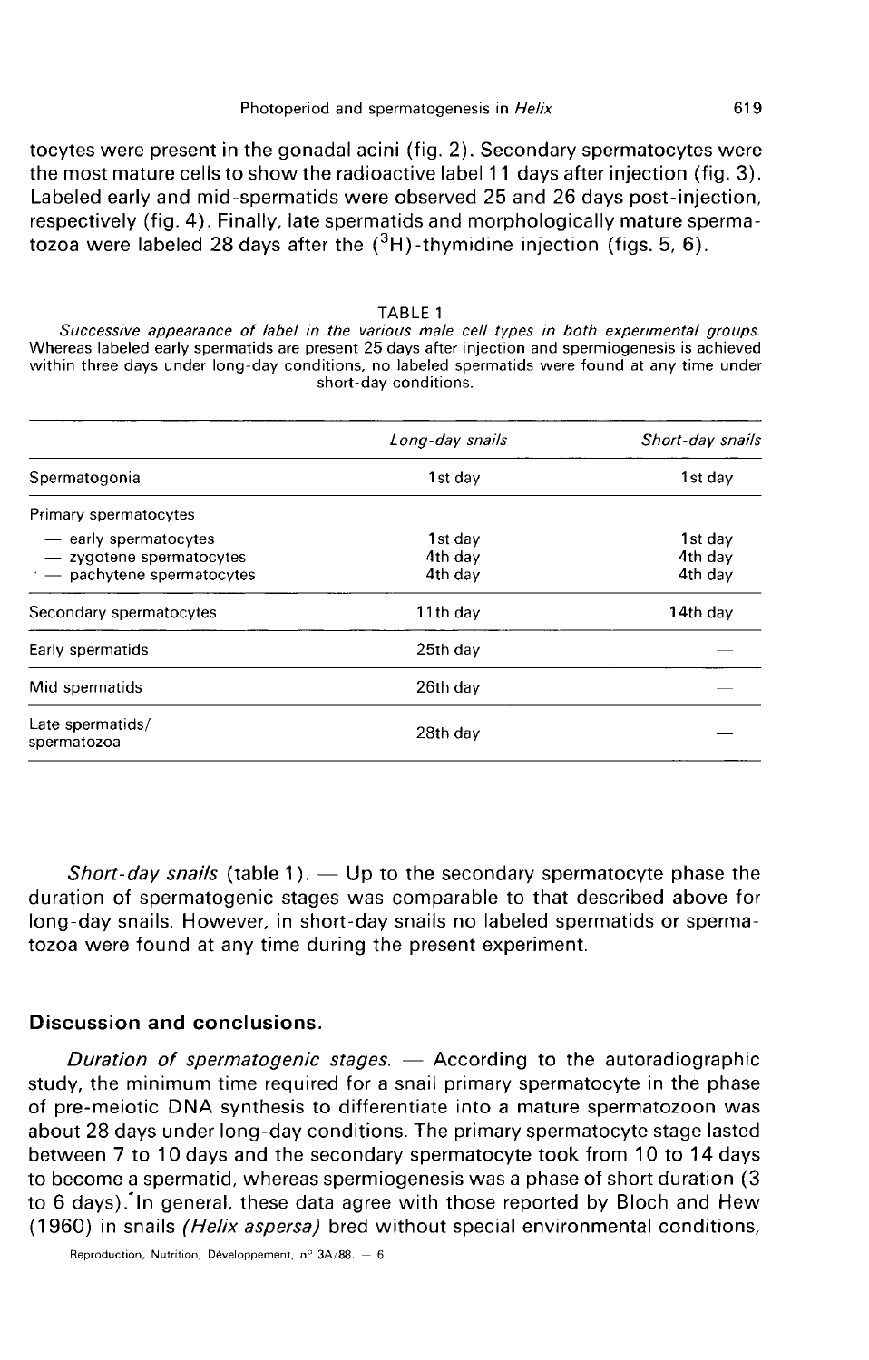tocytes were present in the gonadal acini (fig. 2). Secondary spermatocytes were the most mature cells to show the radioactive label 11 days after injection (fig. 3). Labeled early and mid-spermatids were observed 25 and 26 days post-injection, respectively (fig. 4). Finally, late spermatids and morphologically mature spermatozoa were labeled 28 days after the ($^3$H)-thymidine injection (figs. 5, 6).

TABLE 1

*Successive appearance of label in the various male cell types in both experimental groups.* Whereas labeled early spermatids are present 25 days after injection and spermiogenesis is achieved within three days under long-day conditions, no labeled spermatids were found at any time under short-day conditions.

| | *Long-day snails* | *Short-day snails* |
|---|---|---|
| Spermatogonia | 1st day | 1st day |
| Primary spermatocytes | | |
| — early spermatocytes | 1st day | 1st day |
| — zygotene spermatocytes | 4th day | 4th day |
| — pachytene spermatocytes | 4th day | 4th day |
| Secondary spermatocytes | 11th day | 14th day |
| Early spermatids | 25th day | — |
| Mid spermatids | 26th day | — |
| Late spermatids/ spermatozoa | 28th day | — |

*Short-day snails* (table 1). — Up to the secondary spermatocyte phase the duration of spermatogenic stages was comparable to that described above for long-day snails. However, in short-day snails no labeled spermatids or spermatozoa were found at any time during the present experiment.

## Discussion and conclusions.

*Duration of spermatogenic stages.* — According to the autoradiographic study, the minimum time required for a snail primary spermatocyte in the phase of pre-meiotic DNA synthesis to differentiate into a mature spermatozoon was about 28 days under long-day conditions. The primary spermatocyte stage lasted between 7 to 10 days and the secondary spermatocyte took from 10 to 14 days to become a spermatid, whereas spermiogenesis was a phase of short duration (3 to 6 days). In general, these data agree with those reported by Bloch and Hew (1960) in snails *(Helix aspersa)* bred without special environmental conditions,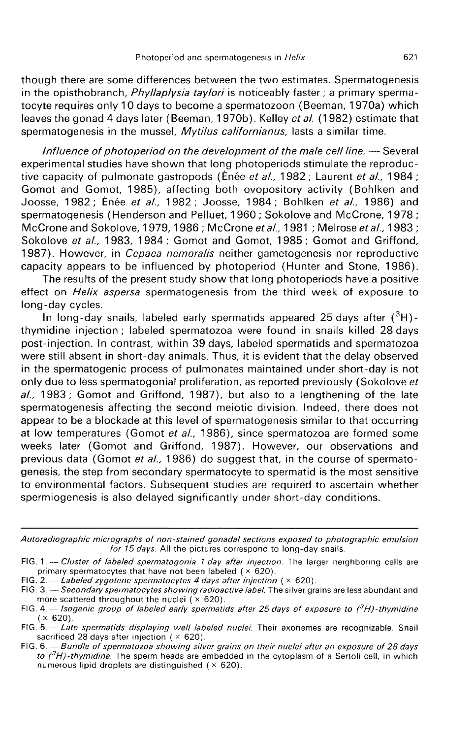though there are some differences between the two estimates. Spermatogenesis in the opisthobranch, *Phyllaplysia taylori* is noticeably faster; a primary spermatocyte requires only 10 days to become a spermatozoon (Beeman, 1970a) which leaves the gonad 4 days later (Beeman, 1970b). Kelley *et al.* (1982) estimate that spermatogenesis in the mussel, *Mytilus californianus,* lasts a similar time.

*Influence of photoperiod on the development of the male cell line.* — Several experimental studies have shown that long photoperiods stimulate the reproductive capacity of pulmonate gastropods (Énée *et al.,* 1982; Laurent *et al.,* 1984; Gomot and Gomot, 1985), affecting both ovopository activity (Bohlken and Joosse, 1982; Énée *et al.,* 1982; Joosse, 1984; Bohlken *et al.,* 1986) and spermatogenesis (Henderson and Pelluet, 1960; Sokolove and McCrone, 1978; McCrone and Sokolove, 1979, 1986; McCrone *et al.,* 1981; Melrose *et al.,* 1983; Sokolove *et al.,* 1983, 1984; Gomot and Gomot, 1985; Gomot and Griffond, 1987). However, in *Cepaea nemoralis* neither gametogenesis nor reproductive capacity appears to be influenced by photoperiod (Hunter and Stone, 1986).

The results of the present study show that long photoperiods have a positive effect on *Helix aspersa* spermatogenesis from the third week of exposure to long-day cycles.

In long-day snails, labeled early spermatids appeared 25 days after ($^3$H)-thymidine injection; labeled spermatozoa were found in snails killed 28 days post-injection. In contrast, within 39 days, labeled spermatids and spermatozoa were still absent in short-day animals. Thus, it is evident that the delay observed in the spermatogenic process of pulmonates maintained under short-day is not only due to less spermatogonial proliferation, as reported previously (Sokolove *et al.,* 1983; Gomot and Griffond, 1987), but also to a lengthening of the late spermatogenesis affecting the second meiotic division. Indeed, there does not appear to be a blockade at this level of spermatogenesis similar to that occurring at low temperatures (Gomot *et al.,* 1986), since spermatozoa are formed some weeks later (Gomot and Griffond, 1987). However, our observations and previous data (Gomot *et al.,* 1986) do suggest that, in the course of spermatogenesis, the step from secondary spermatocyte to spermatid is the most sensitive to environmental factors. Subsequent studies are required to ascertain whether spermiogenesis is also delayed significantly under short-day conditions.

---

*Autoradiographic micrographs of non-stained gonadal sections exposed to photographic emulsion for 15 days.* All the pictures correspond to long-day snails.

FIG. 1. — *Cluster of labeled spermatogonia 1 day after injection.* The larger neighboring cells are primary spermatocytes that have not been labeled (× 620).

FIG. 2. — *Labeled zygotene spermatocytes 4 days after injection* (× 620).

FIG. 3. — *Secondary spermatocytes showing radioactive label.* The silver grains are less abundant and more scattered throughout the nuclei (× 620).

FIG. 4. — *Isogenic group of labeled early spermatids after 25 days of exposure to ($^3$H)-thymidine* (× 620).

FIG. 5. — *Late spermatids displaying well labeled nuclei.* Their axonemes are recognizable. Snail sacrificed 28 days after injection (× 620).

FIG. 6. — *Bundle of spermatozoa showing silver grains on their nuclei after an exposure of 28 days to ($^3$H)-thymidine.* The sperm heads are embedded in the cytoplasm of a Sertoli cell, in which numerous lipid droplets are distinguished (× 620).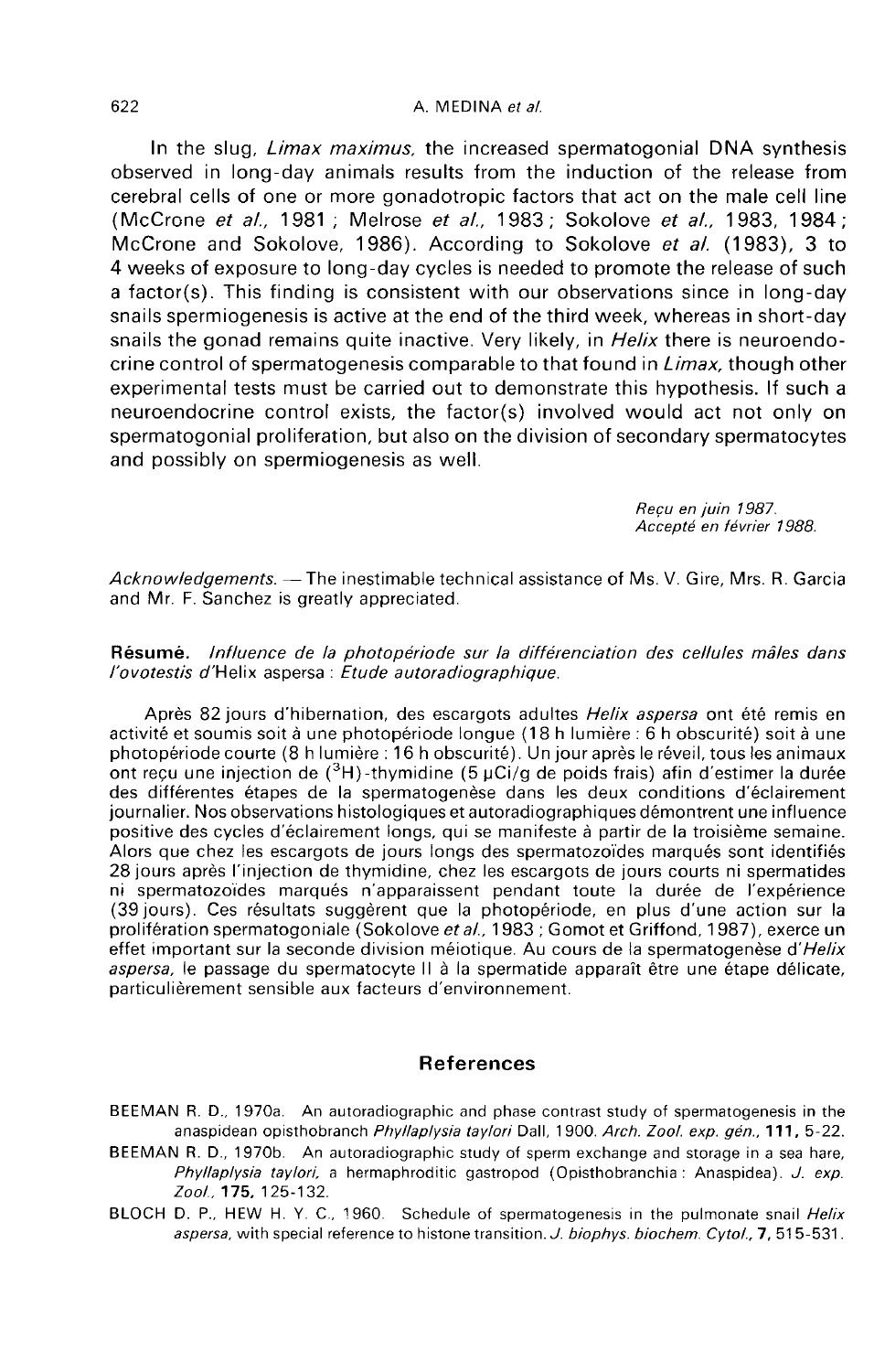In the slug, *Limax maximus*, the increased spermatogonial DNA synthesis observed in long-day animals results from the induction of the release from cerebral cells of one or more gonadotropic factors that act on the male cell line (McCrone *et al.*, 1981 ; Melrose *et al.*, 1983 ; Sokolove *et al.*, 1983, 1984 ; McCrone and Sokolove, 1986). According to Sokolove *et al.* (1983), 3 to 4 weeks of exposure to long-day cycles is needed to promote the release of such a factor(s). This finding is consistent with our observations since in long-day snails spermiogenesis is active at the end of the third week, whereas in short-day snails the gonad remains quite inactive. Very likely, in *Helix* there is neuroendocrine control of spermatogenesis comparable to that found in *Limax*, though other experimental tests must be carried out to demonstrate this hypothesis. If such a neuroendocrine control exists, the factor(s) involved would act not only on spermatogonial proliferation, but also on the division of secondary spermatocytes and possibly on spermiogenesis as well.

*Reçu en juin 1987.*
*Accepté en février 1988.*

*Acknowledgements.* — The inestimable technical assistance of Ms. V. Gire, Mrs. R. Garcia and Mr. F. Sanchez is greatly appreciated.

**Résumé.** *Influence de la photopériode sur la différenciation des cellules mâles dans l'ovotestis d'*Helix aspersa : *Etude autoradiographique.*

Après 82 jours d'hibernation, des escargots adultes *Helix aspersa* ont été remis en activité et soumis soit à une photopériode longue (18 h lumière : 6 h obscurité) soit à une photopériode courte (8 h lumière : 16 h obscurité). Un jour après le réveil, tous les animaux ont reçu une injection de ($^3$H)-thymidine (5 µCi/g de poids frais) afin d'estimer la durée des différentes étapes de la spermatogenèse dans les deux conditions d'éclairement journalier. Nos observations histologiques et autoradiographiques démontrent une influence positive des cycles d'éclairement longs, qui se manifeste à partir de la troisième semaine. Alors que chez les escargots de jours longs des spermatozoïdes marqués sont identifiés 28 jours après l'injection de thymidine, chez les escargots de jours courts ni spermatides ni spermatozoïdes marqués n'apparaissent pendant toute la durée de l'expérience (39 jours). Ces résultats suggèrent que la photopériode, en plus d'une action sur la prolifération spermatogoniale (Sokolove *et al.*, 1983 ; Gomot et Griffond, 1987), exerce un effet important sur la seconde division méiotique. Au cours de la spermatogenèse d'*Helix aspersa*, le passage du spermatocyte II à la spermatide apparaît être une étape délicate, particulièrement sensible aux facteurs d'environnement.

## References

BEEMAN R. D., 1970a. An autoradiographic and phase contrast study of spermatogenesis in the anaspidean opisthobranch *Phyllaplysia taylori* Dall, 1900. *Arch. Zool. exp. gén.*, **111**, 5-22.

BEEMAN R. D., 1970b. An autoradiographic study of sperm exchange and storage in a sea hare, *Phyllaplysia taylori*, a hermaphroditic gastropod (Opisthobranchia : Anaspidea). *J. exp. Zool.*, **175**, 125-132.

BLOCH D. P., HEW H. Y. C., 1960. Schedule of spermatogenesis in the pulmonate snail *Helix aspersa*, with special reference to histone transition. *J. biophys. biochem. Cytol.*, **7**, 515-531.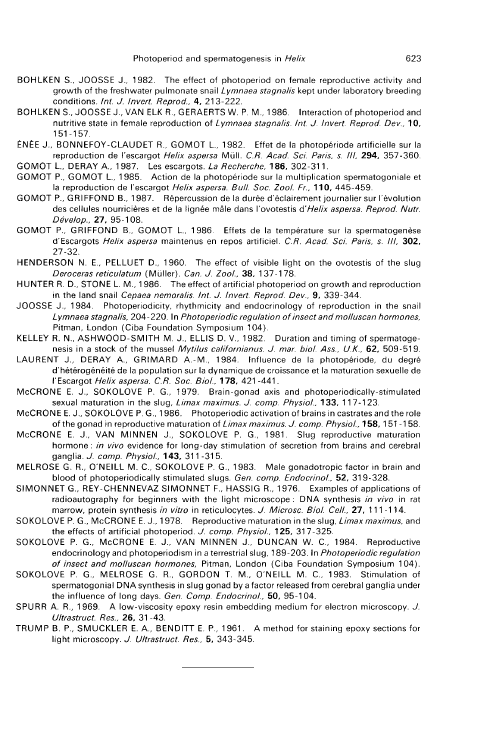BOHLKEN S., JOOSSE J., 1982. The effect of photoperiod on female reproductive activity and growth of the freshwater pulmonate snail *Lymnaea stagnalis* kept under laboratory breeding conditions. *Int. J. Invert. Reprod.*, **4**, 213-222.

BOHLKEN S., JOOSSE J., VAN ELK R., GERAERTS W. P. M., 1986. Interaction of photoperiod and nutritive state in female reproduction of *Lymnaea stagnalis*. *Int. J. Invert. Reprod. Dev.*, **10**, 151-157.

ÉNÉE J., BONNEFOY-CLAUDET R., GOMOT L., 1982. Effet de la photopériode artificielle sur la reproduction de l'escargot *Helix aspersa* Müll. *C.R. Acad. Sci. Paris, s. III*, **294**, 357-360.

GOMOT L., DERAY A., 1987. Les escargots. *La Recherche*, **186**, 302-311.

GOMOT P., GOMOT L., 1985. Action de la photopériode sur la multiplication spermatogoniale et la reproduction de l'escargot *Helix aspersa*. *Bull. Soc. Zool. Fr.*, **110**, 445-459.

GOMOT P., GRIFFOND B., 1987. Répercussion de la durée d'éclairement journalier sur l'évolution des cellules nourricières et de la lignée mâle dans l'ovotestis d'*Helix aspersa*. *Reprod. Nutr. Dévelop.*, **27**, 95-108.

GOMOT P., GRIFFOND B., GOMOT L., 1986. Effets de la température sur la spermatogenèse d'Escargots *Helix aspersa* maintenus en repos artificiel. *C.R. Acad. Sci. Paris, s. III*, **302**, 27-32.

HENDERSON N. E., PELLUET D., 1960. The effect of visible light on the ovotestis of the slug *Deroceras reticulatum* (Müller). *Can. J. Zool.*, **38**, 137-178.

HUNTER R. D., STONE L. M., 1986. The effect of artificial photoperiod on growth and reproduction in the land snail *Cepaea nemoralis*. *Int. J. Invert. Reprod. Dev.*, **9**, 339-344.

JOOSSE J., 1984. Photoperiodicity, rhythmicity and endocrinology of reproduction in the snail *Lymnaea stagnalis*, 204-220. In *Photoperiodic regulation of insect and molluscan hormones*, Pitman, London (Ciba Foundation Symposium 104).

KELLEY R. N., ASHWOOD-SMITH M. J., ELLIS D. V., 1982. Duration and timing of spermatogenesis in a stock of the mussel *Mytilus californianus*. *J. mar. biol. Ass., U.K.*, **62**, 509-519.

LAURENT J., DERAY A., GRIMARD A.-M., 1984. Influence de la photopériode, du degré d'hétérogénéité de la population sur la dynamique de croissance et la maturation sexuelle de l'Escargot *Helix aspersa*. *C.R. Soc. Biol.*, **178**, 421-441.

McCRONE E. J., SOKOLOVE P. G., 1979. Brain-gonad axis and photoperiodically-stimulated sexual maturation in the slug, *Limax maximus*. *J. comp. Physiol.*, **133**, 117-123.

McCRONE E. J., SOKOLOVE P. G., 1986. Photoperiodic activation of brains in castrates and the role of the gonad in reproductive maturation of *Limax maximus*. *J. comp. Physiol.*, **158**, 151-158.

McCRONE E. J., VAN MINNEN J., SOKOLOVE P. G., 1981. Slug reproductive maturation hormone : *in vivo* evidence for long-day stimulation of secretion from brains and cerebral ganglia. *J. comp. Physiol.*, **143**, 311-315.

MELROSE G. R., O'NEILL M. C., SOKOLOVE P. G., 1983. Male gonadotropic factor in brain and blood of photoperiodically stimulated slugs. *Gen. comp. Endocrinol.*, **52**, 319-328.

SIMONNET G., REY-CHENNEVAZ SIMONNET F., HASSIG R., 1976. Examples of applications of radioautography for beginners with the light microscope : DNA synthesis *in vivo* in rat marrow, protein synthesis *in vitro* in reticulocytes. *J. Microsc. Biol. Cell.*, **27**, 111-114.

SOKOLOVE P. G., McCRONE E. J., 1978. Reproductive maturation in the slug, *Limax maximus*, and the effects of artificial photoperiod. *J. comp. Physiol.*, **125**, 317-325.

SOKOLOVE P. G., McCRONE E. J., VAN MINNEN J., DUNCAN W. C., 1984. Reproductive endocrinology and photoperiodism in a terrestrial slug, 189-203. In *Photoperiodic regulation of insect and molluscan hormones*, Pitman, London (Ciba Foundation Symposium 104).

SOKOLOVE P. G., MELROSE G. R., GORDON T. M., O'NEILL M. C., 1983. Stimulation of spermatogonial DNA synthesis in slug gonad by a factor released from cerebral ganglia under the influence of long days. *Gen. Comp. Endocrinol.*, **50**, 95-104.

SPURR A. R., 1969. A low-viscosity epoxy resin embedding medium for electron microscopy. *J. Ultrastruct. Res.*, **26**, 31-43.

TRUMP B. P., SMUCKLER E. A., BENDITT E. P., 1961. A method for staining epoxy sections for light microscopy. *J. Ultrastruct. Res.*, **5**, 343-345.